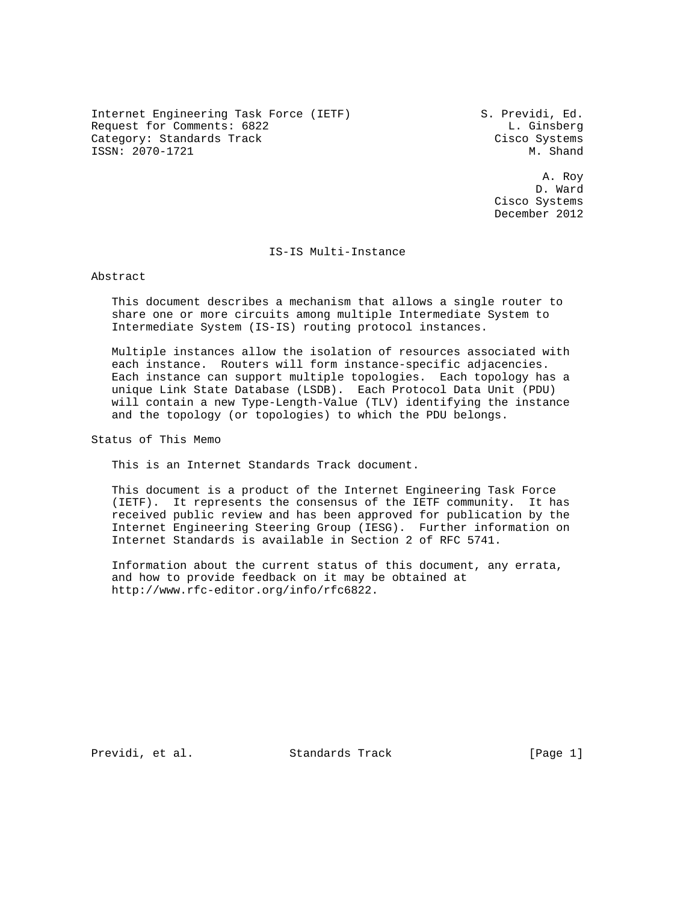Internet Engineering Task Force (IETF)  S. Previdi, Ed.
Request for Comments: 6822  L. Ginsberg
Category: Standards Track  Cisco Systems
ISSN: 2070-1721  M. Shand

A. Roy
D. Ward
Cisco Systems
December 2012

# IS-IS Multi-Instance

## Abstract

This document describes a mechanism that allows a single router to share one or more circuits among multiple Intermediate System to Intermediate System (IS-IS) routing protocol instances.

Multiple instances allow the isolation of resources associated with each instance. Routers will form instance-specific adjacencies. Each instance can support multiple topologies. Each topology has a unique Link State Database (LSDB). Each Protocol Data Unit (PDU) will contain a new Type-Length-Value (TLV) identifying the instance and the topology (or topologies) to which the PDU belongs.

## Status of This Memo

This is an Internet Standards Track document.

This document is a product of the Internet Engineering Task Force (IETF). It represents the consensus of the IETF community. It has received public review and has been approved for publication by the Internet Engineering Steering Group (IESG). Further information on Internet Standards is available in Section 2 of RFC 5741.

Information about the current status of this document, any errata, and how to provide feedback on it may be obtained at http://www.rfc-editor.org/info/rfc6822.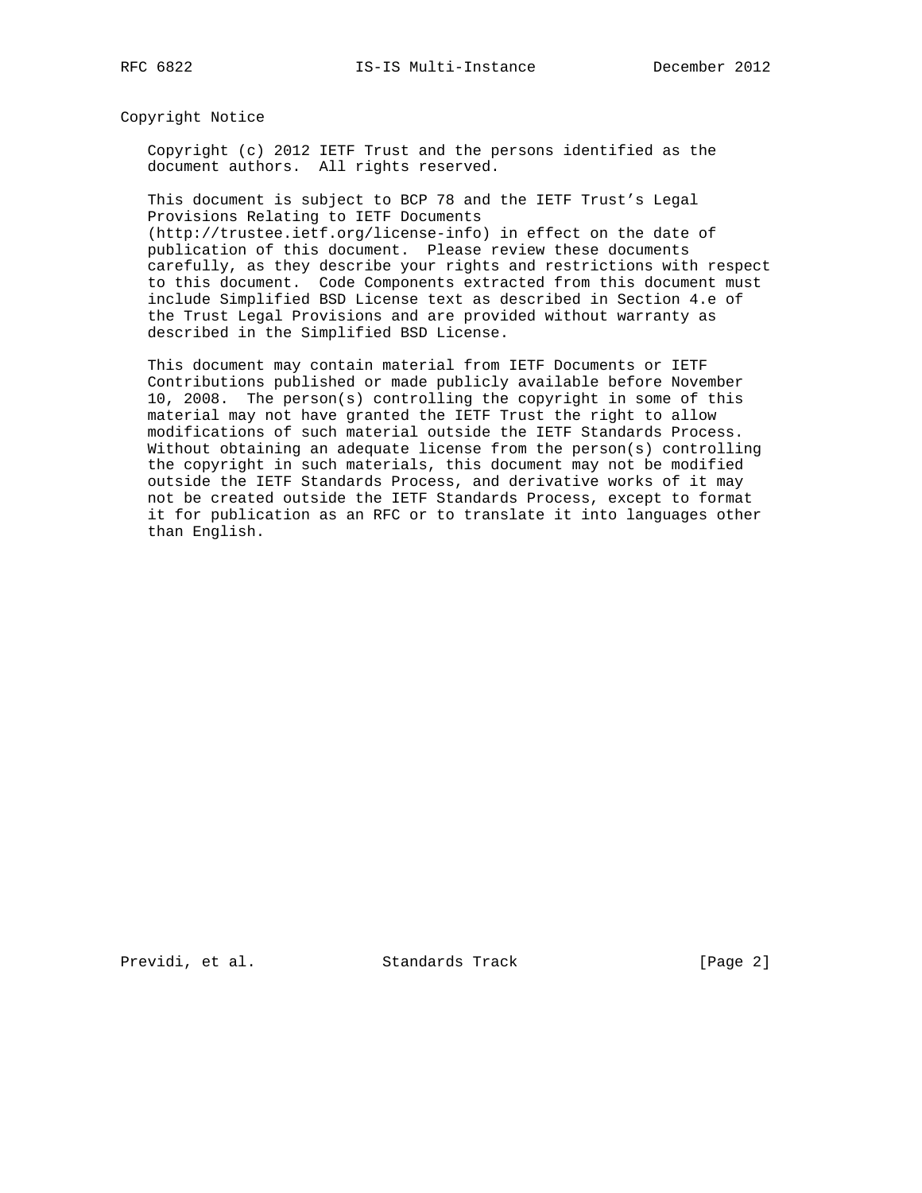## Copyright Notice

Copyright (c) 2012 IETF Trust and the persons identified as the document authors. All rights reserved.

This document is subject to BCP 78 and the IETF Trust's Legal Provisions Relating to IETF Documents (http://trustee.ietf.org/license-info) in effect on the date of publication of this document. Please review these documents carefully, as they describe your rights and restrictions with respect to this document. Code Components extracted from this document must include Simplified BSD License text as described in Section 4.e of the Trust Legal Provisions and are provided without warranty as described in the Simplified BSD License.

This document may contain material from IETF Documents or IETF Contributions published or made publicly available before November 10, 2008. The person(s) controlling the copyright in some of this material may not have granted the IETF Trust the right to allow modifications of such material outside the IETF Standards Process. Without obtaining an adequate license from the person(s) controlling the copyright in such materials, this document may not be modified outside the IETF Standards Process, and derivative works of it may not be created outside the IETF Standards Process, except to format it for publication as an RFC or to translate it into languages other than English.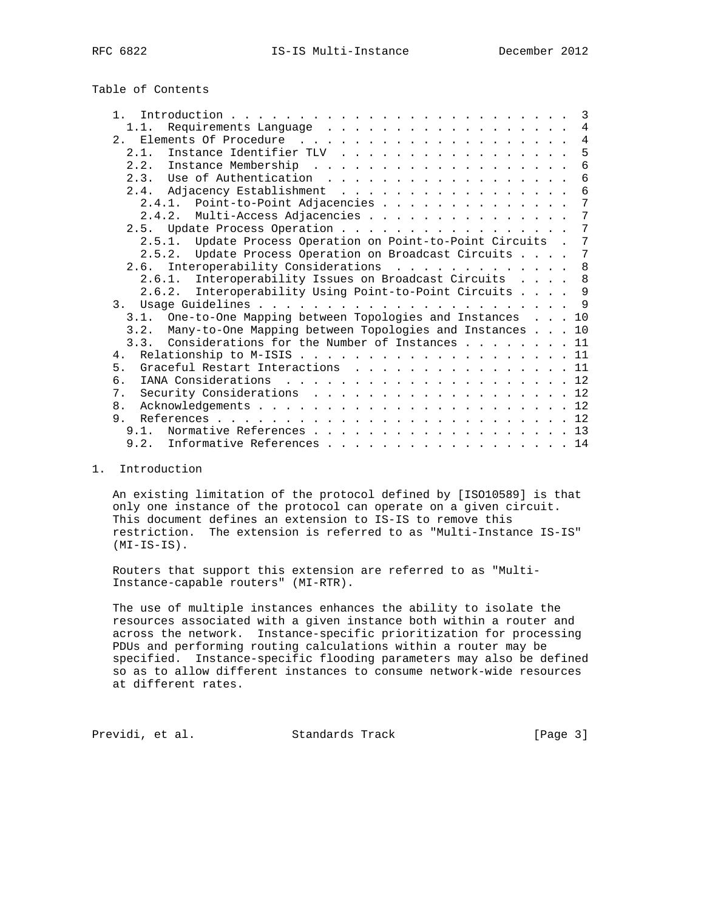Table of Contents

```
   1.  Introduction . . . . . . . . . . . . . . . . . . . . . . . . .  3
     1.1.  Requirements Language  . . . . . . . . . . . . . . . . . .  4
   2.  Elements Of Procedure  . . . . . . . . . . . . . . . . . . . .  4
     2.1.  Instance Identifier TLV  . . . . . . . . . . . . . . . . .  5
     2.2.  Instance Membership  . . . . . . . . . . . . . . . . . . .  6
     2.3.  Use of Authentication  . . . . . . . . . . . . . . . . . .  6
     2.4.  Adjacency Establishment  . . . . . . . . . . . . . . . . .  6
       2.4.1.  Point-to-Point Adjacencies . . . . . . . . . . . . . .  7
       2.4.2.  Multi-Access Adjacencies . . . . . . . . . . . . . . .  7
     2.5.  Update Process Operation . . . . . . . . . . . . . . . . .  7
       2.5.1.  Update Process Operation on Point-to-Point Circuits  .  7
       2.5.2.  Update Process Operation on Broadcast Circuits . . . .  7
     2.6.  Interoperability Considerations  . . . . . . . . . . . . .  8
       2.6.1.  Interoperability Issues on Broadcast Circuits  . . . .  8
       2.6.2.  Interoperability Using Point-to-Point Circuits . . . .  9
   3.  Usage Guidelines . . . . . . . . . . . . . . . . . . . . . . .  9
     3.1.  One-to-One Mapping between Topologies and Instances  . . . 10
     3.2.  Many-to-One Mapping between Topologies and Instances . . . 10
     3.3.  Considerations for the Number of Instances . . . . . . . . 11
   4.  Relationship to M-ISIS . . . . . . . . . . . . . . . . . . . . 11
   5.  Graceful Restart Interactions  . . . . . . . . . . . . . . . . 11
   6.  IANA Considerations  . . . . . . . . . . . . . . . . . . . . . 12
   7.  Security Considerations  . . . . . . . . . . . . . . . . . . . 12
   8.  Acknowledgements . . . . . . . . . . . . . . . . . . . . . . . 12
   9.  References . . . . . . . . . . . . . . . . . . . . . . . . . . 12
     9.1.  Normative References . . . . . . . . . . . . . . . . . . . 13
     9.2.  Informative References . . . . . . . . . . . . . . . . . . 14
```

## 1. Introduction

An existing limitation of the protocol defined by [ISO10589] is that only one instance of the protocol can operate on a given circuit. This document defines an extension to IS-IS to remove this restriction. The extension is referred to as "Multi-Instance IS-IS" (MI-IS-IS).

Routers that support this extension are referred to as "Multi-Instance-capable routers" (MI-RTR).

The use of multiple instances enhances the ability to isolate the resources associated with a given instance both within a router and across the network. Instance-specific prioritization for processing PDUs and performing routing calculations within a router may be specified. Instance-specific flooding parameters may also be defined so as to allow different instances to consume network-wide resources at different rates.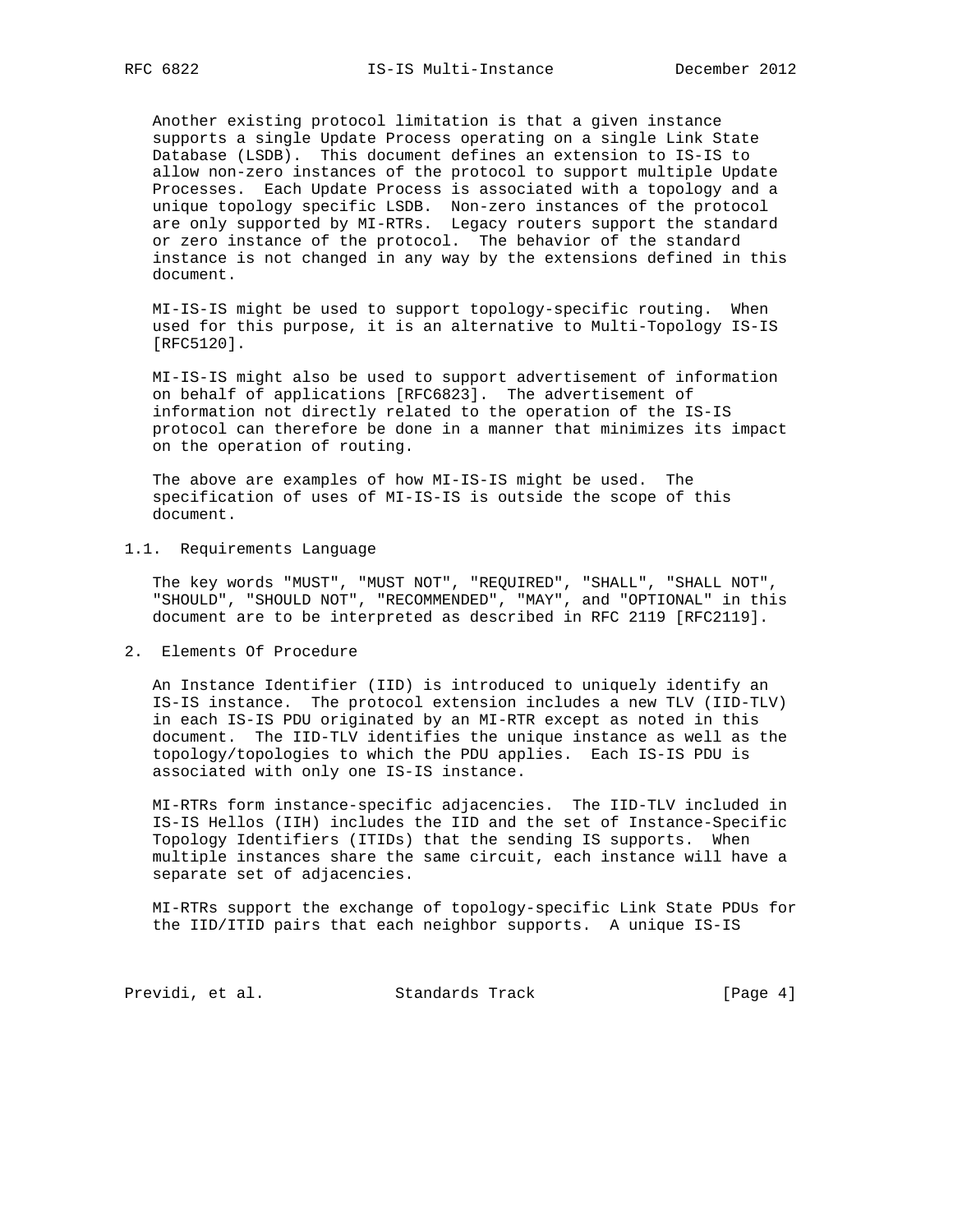Another existing protocol limitation is that a given instance supports a single Update Process operating on a single Link State Database (LSDB). This document defines an extension to IS-IS to allow non-zero instances of the protocol to support multiple Update Processes. Each Update Process is associated with a topology and a unique topology specific LSDB. Non-zero instances of the protocol are only supported by MI-RTRs. Legacy routers support the standard or zero instance of the protocol. The behavior of the standard instance is not changed in any way by the extensions defined in this document.

MI-IS-IS might be used to support topology-specific routing. When used for this purpose, it is an alternative to Multi-Topology IS-IS [RFC5120].

MI-IS-IS might also be used to support advertisement of information on behalf of applications [RFC6823]. The advertisement of information not directly related to the operation of the IS-IS protocol can therefore be done in a manner that minimizes its impact on the operation of routing.

The above are examples of how MI-IS-IS might be used. The specification of uses of MI-IS-IS is outside the scope of this document.

### 1.1. Requirements Language

The key words "MUST", "MUST NOT", "REQUIRED", "SHALL", "SHALL NOT", "SHOULD", "SHOULD NOT", "RECOMMENDED", "MAY", and "OPTIONAL" in this document are to be interpreted as described in RFC 2119 [RFC2119].

## 2. Elements Of Procedure

An Instance Identifier (IID) is introduced to uniquely identify an IS-IS instance. The protocol extension includes a new TLV (IID-TLV) in each IS-IS PDU originated by an MI-RTR except as noted in this document. The IID-TLV identifies the unique instance as well as the topology/topologies to which the PDU applies. Each IS-IS PDU is associated with only one IS-IS instance.

MI-RTRs form instance-specific adjacencies. The IID-TLV included in IS-IS Hellos (IIH) includes the IID and the set of Instance-Specific Topology Identifiers (ITIDs) that the sending IS supports. When multiple instances share the same circuit, each instance will have a separate set of adjacencies.

MI-RTRs support the exchange of topology-specific Link State PDUs for the IID/ITID pairs that each neighbor supports. A unique IS-IS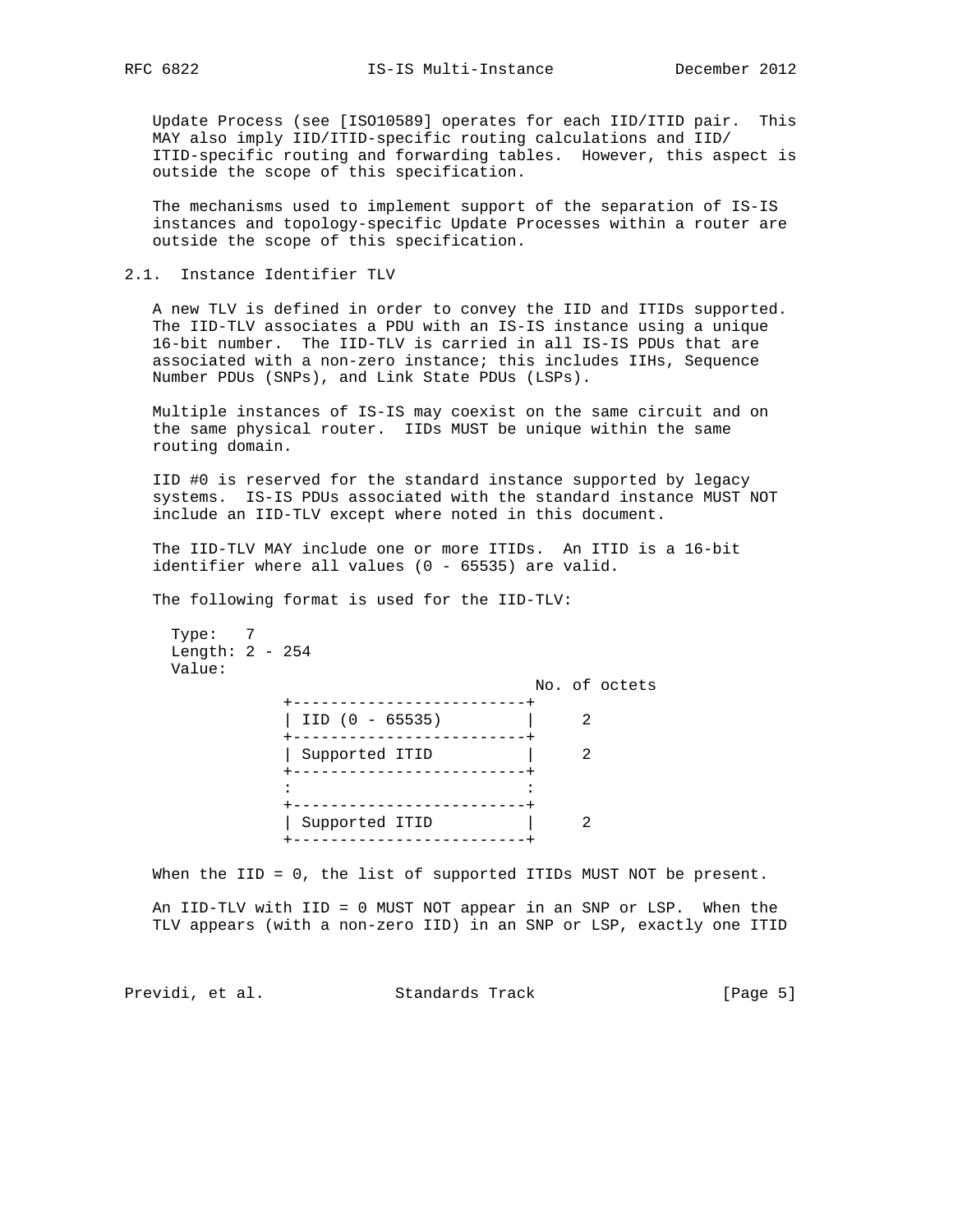Update Process (see [ISO10589] operates for each IID/ITID pair. This MAY also imply IID/ITID-specific routing calculations and IID/ITID-specific routing and forwarding tables. However, this aspect is outside the scope of this specification.

The mechanisms used to implement support of the separation of IS-IS instances and topology-specific Update Processes within a router are outside the scope of this specification.

### 2.1. Instance Identifier TLV

A new TLV is defined in order to convey the IID and ITIDs supported. The IID-TLV associates a PDU with an IS-IS instance using a unique 16-bit number. The IID-TLV is carried in all IS-IS PDUs that are associated with a non-zero instance; this includes IIHs, Sequence Number PDUs (SNPs), and Link State PDUs (LSPs).

Multiple instances of IS-IS may coexist on the same circuit and on the same physical router. IIDs MUST be unique within the same routing domain.

IID #0 is reserved for the standard instance supported by legacy systems. IS-IS PDUs associated with the standard instance MUST NOT include an IID-TLV except where noted in this document.

The IID-TLV MAY include one or more ITIDs. An ITID is a 16-bit identifier where all values (0 - 65535) are valid.

The following format is used for the IID-TLV:

```
  Type:   7
  Length: 2 - 254
  Value:
                                      No. of octets
             +-------------------------+
             | IID (0 - 65535)         |     2
             +-------------------------+
             | Supported ITID          |     2
             +-------------------------+
             :                         :
             +-------------------------+
             | Supported ITID          |     2
             +-------------------------+
```

When the IID = 0, the list of supported ITIDs MUST NOT be present.

An IID-TLV with IID = 0 MUST NOT appear in an SNP or LSP. When the TLV appears (with a non-zero IID) in an SNP or LSP, exactly one ITID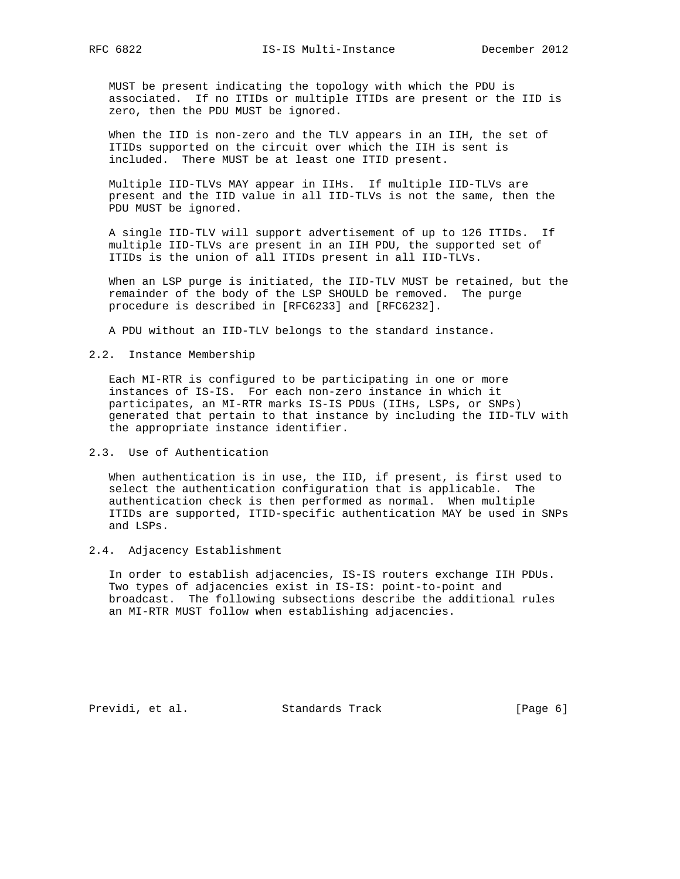MUST be present indicating the topology with which the PDU is associated. If no ITIDs or multiple ITIDs are present or the IID is zero, then the PDU MUST be ignored.

When the IID is non-zero and the TLV appears in an IIH, the set of ITIDs supported on the circuit over which the IIH is sent is included. There MUST be at least one ITID present.

Multiple IID-TLVs MAY appear in IIHs. If multiple IID-TLVs are present and the IID value in all IID-TLVs is not the same, then the PDU MUST be ignored.

A single IID-TLV will support advertisement of up to 126 ITIDs. If multiple IID-TLVs are present in an IIH PDU, the supported set of ITIDs is the union of all ITIDs present in all IID-TLVs.

When an LSP purge is initiated, the IID-TLV MUST be retained, but the remainder of the body of the LSP SHOULD be removed. The purge procedure is described in [RFC6233] and [RFC6232].

A PDU without an IID-TLV belongs to the standard instance.

## 2.2. Instance Membership

Each MI-RTR is configured to be participating in one or more instances of IS-IS. For each non-zero instance in which it participates, an MI-RTR marks IS-IS PDUs (IIHs, LSPs, or SNPs) generated that pertain to that instance by including the IID-TLV with the appropriate instance identifier.

## 2.3. Use of Authentication

When authentication is in use, the IID, if present, is first used to select the authentication configuration that is applicable. The authentication check is then performed as normal. When multiple ITIDs are supported, ITID-specific authentication MAY be used in SNPs and LSPs.

## 2.4. Adjacency Establishment

In order to establish adjacencies, IS-IS routers exchange IIH PDUs. Two types of adjacencies exist in IS-IS: point-to-point and broadcast. The following subsections describe the additional rules an MI-RTR MUST follow when establishing adjacencies.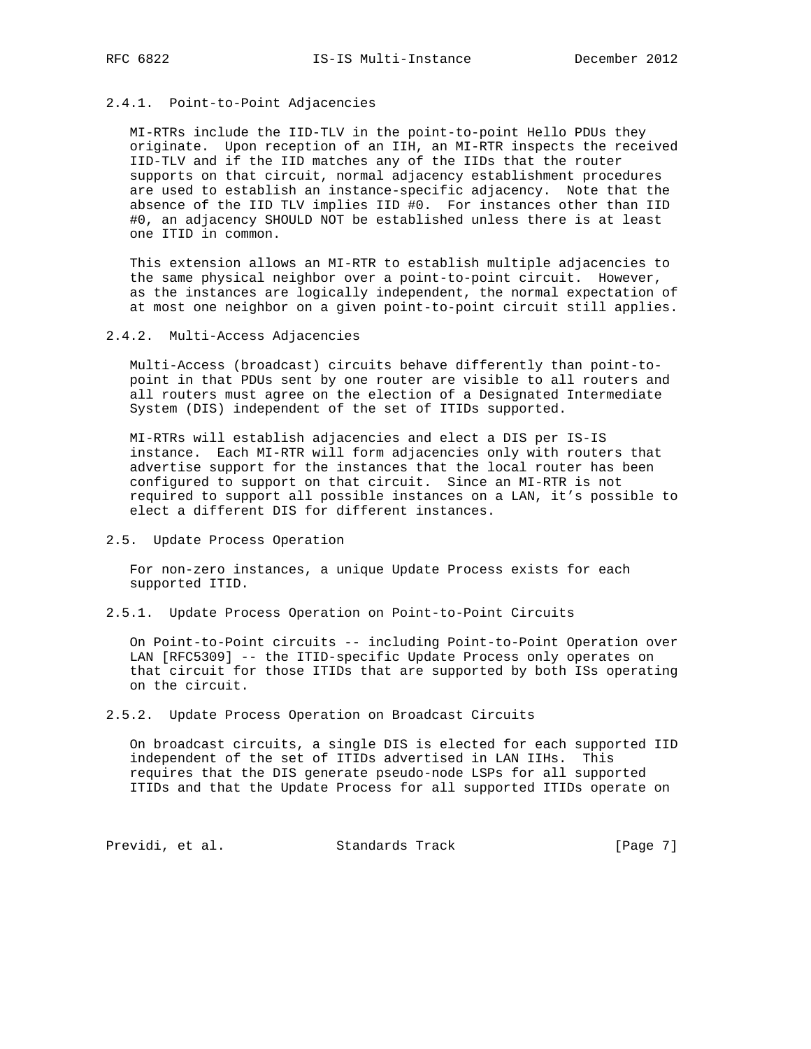#### 2.4.1. Point-to-Point Adjacencies

MI-RTRs include the IID-TLV in the point-to-point Hello PDUs they originate. Upon reception of an IIH, an MI-RTR inspects the received IID-TLV and if the IID matches any of the IIDs that the router supports on that circuit, normal adjacency establishment procedures are used to establish an instance-specific adjacency. Note that the absence of the IID TLV implies IID #0. For instances other than IID #0, an adjacency SHOULD NOT be established unless there is at least one ITID in common.

This extension allows an MI-RTR to establish multiple adjacencies to the same physical neighbor over a point-to-point circuit. However, as the instances are logically independent, the normal expectation of at most one neighbor on a given point-to-point circuit still applies.

#### 2.4.2. Multi-Access Adjacencies

Multi-Access (broadcast) circuits behave differently than point-to-point in that PDUs sent by one router are visible to all routers and all routers must agree on the election of a Designated Intermediate System (DIS) independent of the set of ITIDs supported.

MI-RTRs will establish adjacencies and elect a DIS per IS-IS instance. Each MI-RTR will form adjacencies only with routers that advertise support for the instances that the local router has been configured to support on that circuit. Since an MI-RTR is not required to support all possible instances on a LAN, it's possible to elect a different DIS for different instances.

### 2.5. Update Process Operation

For non-zero instances, a unique Update Process exists for each supported ITID.

#### 2.5.1. Update Process Operation on Point-to-Point Circuits

On Point-to-Point circuits -- including Point-to-Point Operation over LAN [RFC5309] -- the ITID-specific Update Process only operates on that circuit for those ITIDs that are supported by both ISs operating on the circuit.

#### 2.5.2. Update Process Operation on Broadcast Circuits

On broadcast circuits, a single DIS is elected for each supported IID independent of the set of ITIDs advertised in LAN IIHs. This requires that the DIS generate pseudo-node LSPs for all supported ITIDs and that the Update Process for all supported ITIDs operate on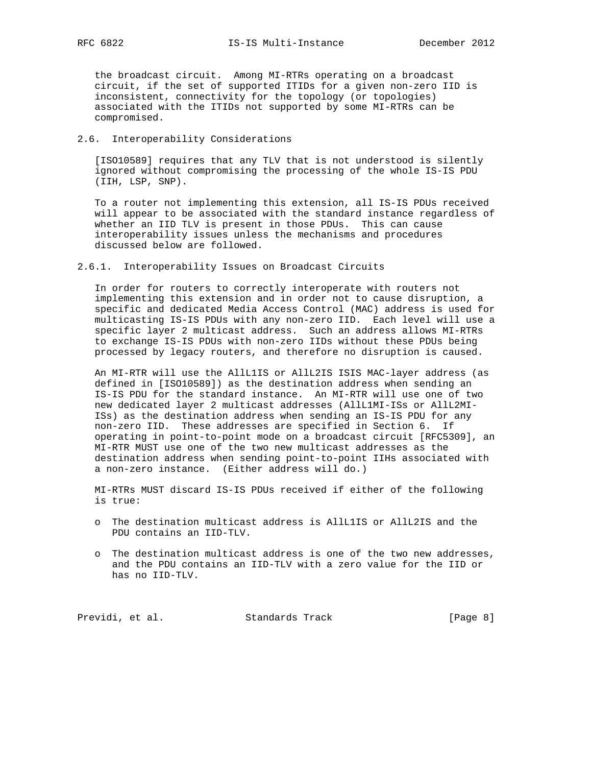the broadcast circuit. Among MI-RTRs operating on a broadcast circuit, if the set of supported ITIDs for a given non-zero IID is inconsistent, connectivity for the topology (or topologies) associated with the ITIDs not supported by some MI-RTRs can be compromised.

### 2.6. Interoperability Considerations

[ISO10589] requires that any TLV that is not understood is silently ignored without compromising the processing of the whole IS-IS PDU (IIH, LSP, SNP).

To a router not implementing this extension, all IS-IS PDUs received will appear to be associated with the standard instance regardless of whether an IID TLV is present in those PDUs. This can cause interoperability issues unless the mechanisms and procedures discussed below are followed.

#### 2.6.1. Interoperability Issues on Broadcast Circuits

In order for routers to correctly interoperate with routers not implementing this extension and in order not to cause disruption, a specific and dedicated Media Access Control (MAC) address is used for multicasting IS-IS PDUs with any non-zero IID. Each level will use a specific layer 2 multicast address. Such an address allows MI-RTRs to exchange IS-IS PDUs with non-zero IIDs without these PDUs being processed by legacy routers, and therefore no disruption is caused.

An MI-RTR will use the AllL1IS or AllL2IS ISIS MAC-layer address (as defined in [ISO10589]) as the destination address when sending an IS-IS PDU for the standard instance. An MI-RTR will use one of two new dedicated layer 2 multicast addresses (AllL1MI-ISs or AllL2MI-ISs) as the destination address when sending an IS-IS PDU for any non-zero IID. These addresses are specified in Section 6. If operating in point-to-point mode on a broadcast circuit [RFC5309], an MI-RTR MUST use one of the two new multicast addresses as the destination address when sending point-to-point IIHs associated with a non-zero instance. (Either address will do.)

MI-RTRs MUST discard IS-IS PDUs received if either of the following is true:

- The destination multicast address is AllL1IS or AllL2IS and the PDU contains an IID-TLV.
- The destination multicast address is one of the two new addresses, and the PDU contains an IID-TLV with a zero value for the IID or has no IID-TLV.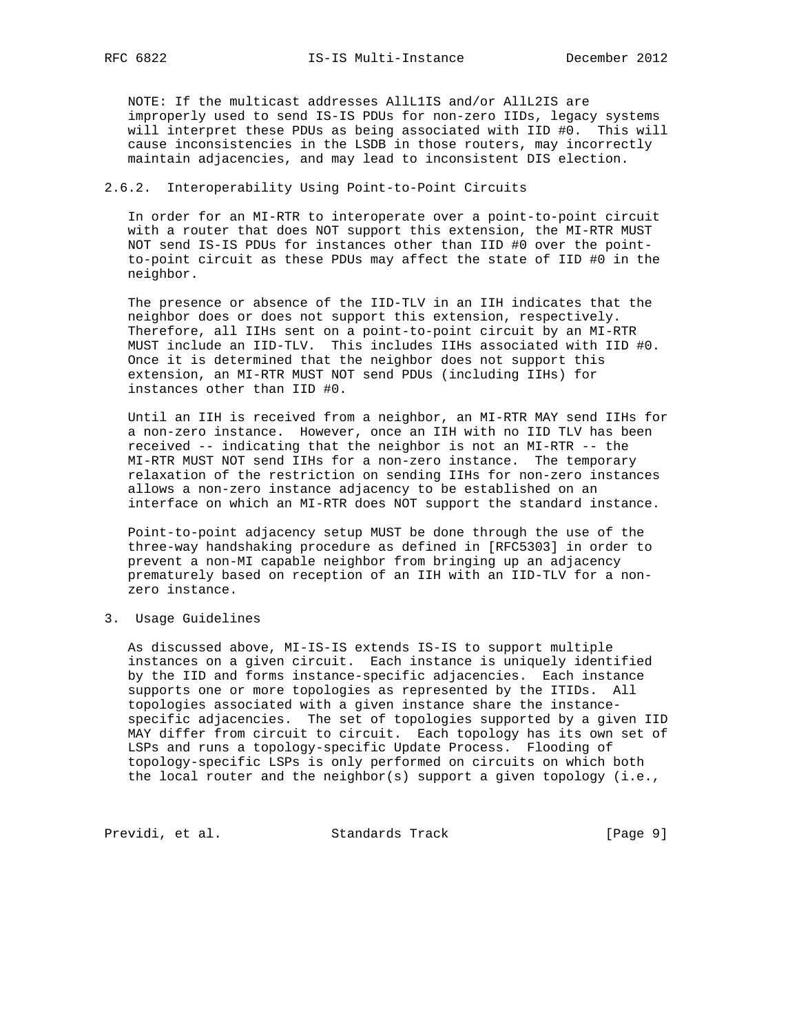NOTE: If the multicast addresses AllL1IS and/or AllL2IS are improperly used to send IS-IS PDUs for non-zero IIDs, legacy systems will interpret these PDUs as being associated with IID #0. This will cause inconsistencies in the LSDB in those routers, may incorrectly maintain adjacencies, and may lead to inconsistent DIS election.

### 2.6.2. Interoperability Using Point-to-Point Circuits

In order for an MI-RTR to interoperate over a point-to-point circuit with a router that does NOT support this extension, the MI-RTR MUST NOT send IS-IS PDUs for instances other than IID #0 over the point-to-point circuit as these PDUs may affect the state of IID #0 in the neighbor.

The presence or absence of the IID-TLV in an IIH indicates that the neighbor does or does not support this extension, respectively. Therefore, all IIHs sent on a point-to-point circuit by an MI-RTR MUST include an IID-TLV. This includes IIHs associated with IID #0. Once it is determined that the neighbor does not support this extension, an MI-RTR MUST NOT send PDUs (including IIHs) for instances other than IID #0.

Until an IIH is received from a neighbor, an MI-RTR MAY send IIHs for a non-zero instance. However, once an IIH with no IID TLV has been received -- indicating that the neighbor is not an MI-RTR -- the MI-RTR MUST NOT send IIHs for a non-zero instance. The temporary relaxation of the restriction on sending IIHs for non-zero instances allows a non-zero instance adjacency to be established on an interface on which an MI-RTR does NOT support the standard instance.

Point-to-point adjacency setup MUST be done through the use of the three-way handshaking procedure as defined in [RFC5303] in order to prevent a non-MI capable neighbor from bringing up an adjacency prematurely based on reception of an IIH with an IID-TLV for a non-zero instance.

## 3. Usage Guidelines

As discussed above, MI-IS-IS extends IS-IS to support multiple instances on a given circuit. Each instance is uniquely identified by the IID and forms instance-specific adjacencies. Each instance supports one or more topologies as represented by the ITIDs. All topologies associated with a given instance share the instance-specific adjacencies. The set of topologies supported by a given IID MAY differ from circuit to circuit. Each topology has its own set of LSPs and runs a topology-specific Update Process. Flooding of topology-specific LSPs is only performed on circuits on which both the local router and the neighbor(s) support a given topology (i.e.,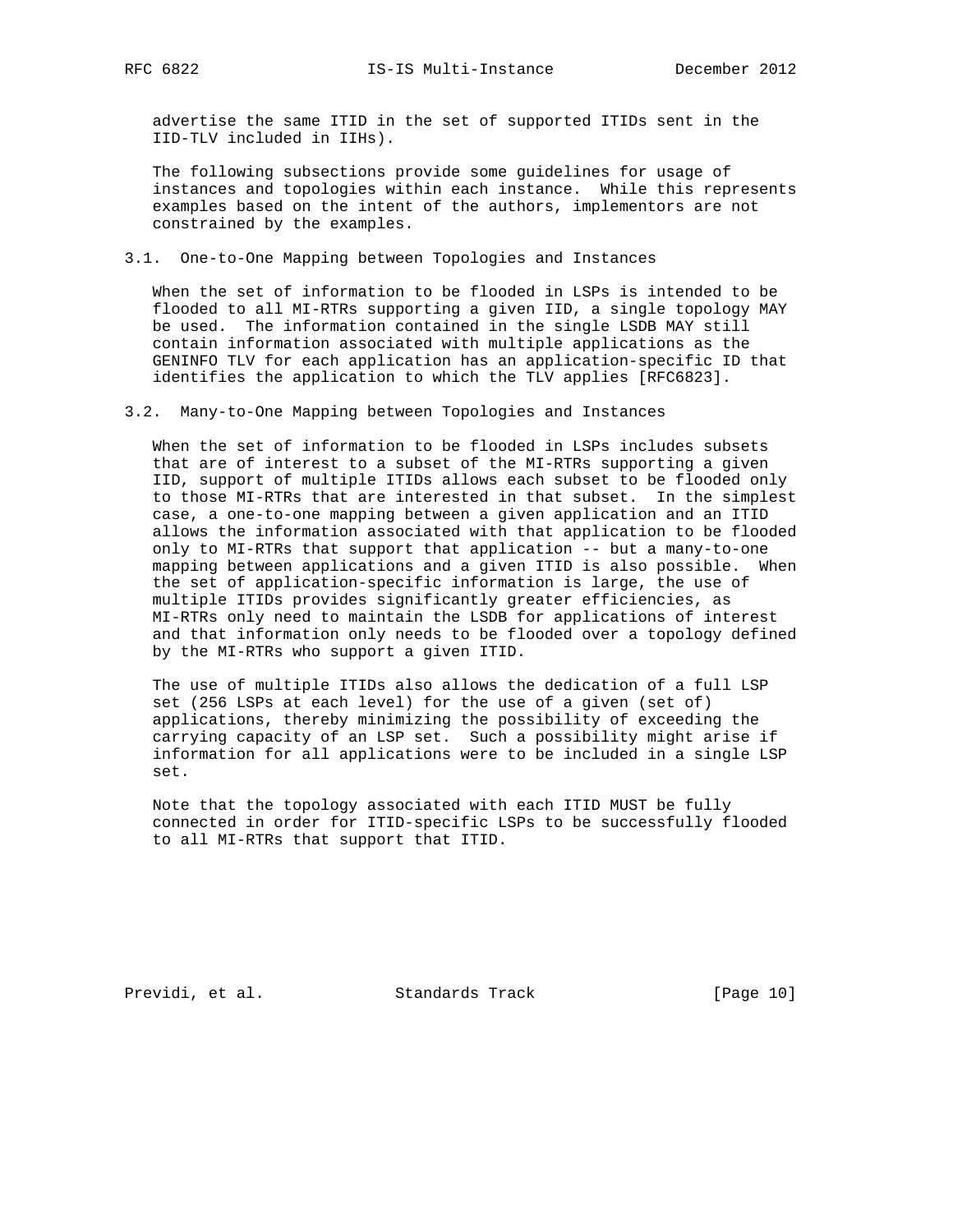advertise the same ITID in the set of supported ITIDs sent in the IID-TLV included in IIHs).

The following subsections provide some guidelines for usage of instances and topologies within each instance. While this represents examples based on the intent of the authors, implementors are not constrained by the examples.

### 3.1. One-to-One Mapping between Topologies and Instances

When the set of information to be flooded in LSPs is intended to be flooded to all MI-RTRs supporting a given IID, a single topology MAY be used. The information contained in the single LSDB MAY still contain information associated with multiple applications as the GENINFO TLV for each application has an application-specific ID that identifies the application to which the TLV applies [RFC6823].

### 3.2. Many-to-One Mapping between Topologies and Instances

When the set of information to be flooded in LSPs includes subsets that are of interest to a subset of the MI-RTRs supporting a given IID, support of multiple ITIDs allows each subset to be flooded only to those MI-RTRs that are interested in that subset. In the simplest case, a one-to-one mapping between a given application and an ITID allows the information associated with that application to be flooded only to MI-RTRs that support that application -- but a many-to-one mapping between applications and a given ITID is also possible. When the set of application-specific information is large, the use of multiple ITIDs provides significantly greater efficiencies, as MI-RTRs only need to maintain the LSDB for applications of interest and that information only needs to be flooded over a topology defined by the MI-RTRs who support a given ITID.

The use of multiple ITIDs also allows the dedication of a full LSP set (256 LSPs at each level) for the use of a given (set of) applications, thereby minimizing the possibility of exceeding the carrying capacity of an LSP set. Such a possibility might arise if information for all applications were to be included in a single LSP set.

Note that the topology associated with each ITID MUST be fully connected in order for ITID-specific LSPs to be successfully flooded to all MI-RTRs that support that ITID.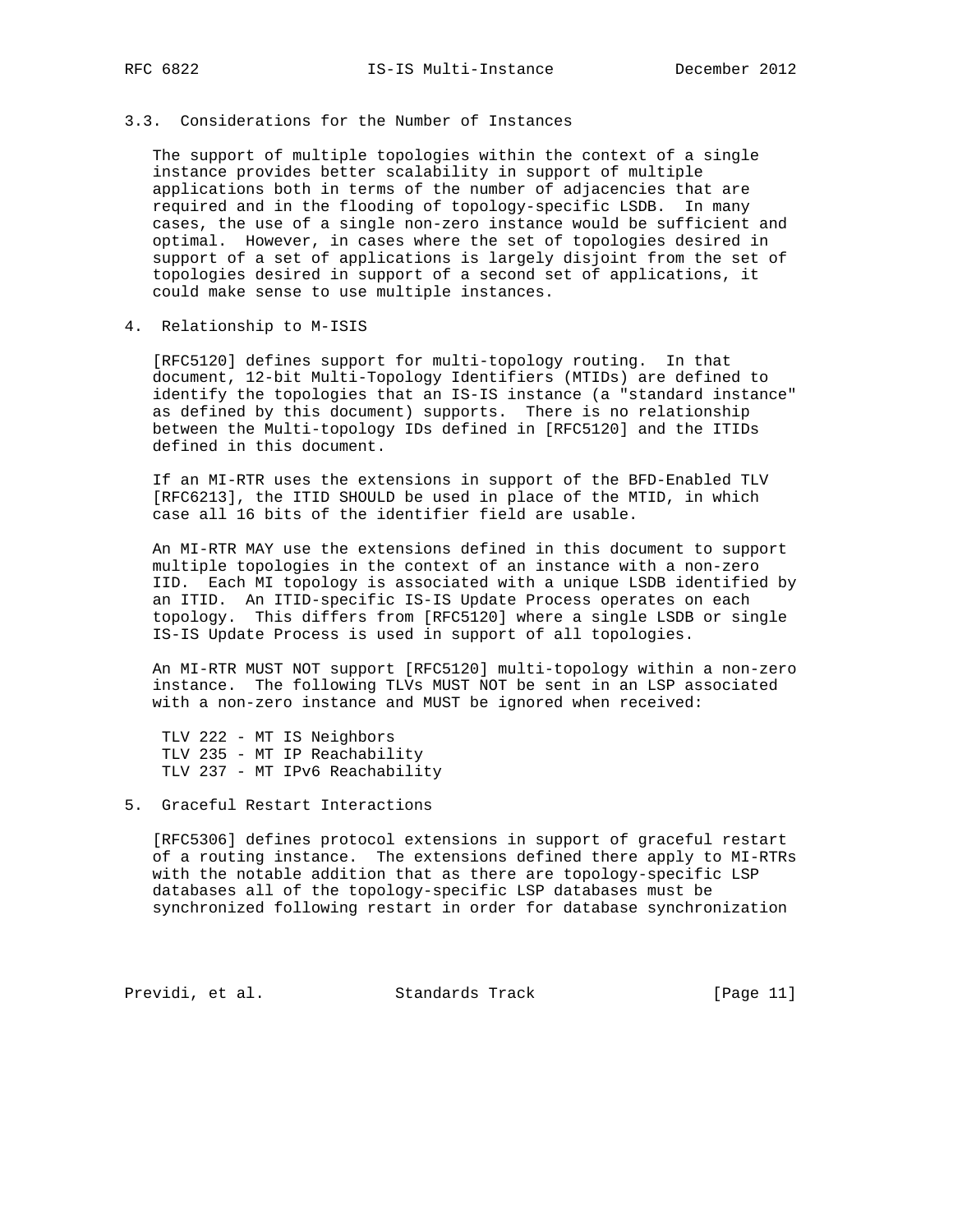### 3.3. Considerations for the Number of Instances

The support of multiple topologies within the context of a single instance provides better scalability in support of multiple applications both in terms of the number of adjacencies that are required and in the flooding of topology-specific LSDB. In many cases, the use of a single non-zero instance would be sufficient and optimal. However, in cases where the set of topologies desired in support of a set of applications is largely disjoint from the set of topologies desired in support of a second set of applications, it could make sense to use multiple instances.

## 4. Relationship to M-ISIS

[RFC5120] defines support for multi-topology routing. In that document, 12-bit Multi-Topology Identifiers (MTIDs) are defined to identify the topologies that an IS-IS instance (a "standard instance" as defined by this document) supports. There is no relationship between the Multi-topology IDs defined in [RFC5120] and the ITIDs defined in this document.

If an MI-RTR uses the extensions in support of the BFD-Enabled TLV [RFC6213], the ITID SHOULD be used in place of the MTID, in which case all 16 bits of the identifier field are usable.

An MI-RTR MAY use the extensions defined in this document to support multiple topologies in the context of an instance with a non-zero IID. Each MI topology is associated with a unique LSDB identified by an ITID. An ITID-specific IS-IS Update Process operates on each topology. This differs from [RFC5120] where a single LSDB or single IS-IS Update Process is used in support of all topologies.

An MI-RTR MUST NOT support [RFC5120] multi-topology within a non-zero instance. The following TLVs MUST NOT be sent in an LSP associated with a non-zero instance and MUST be ignored when received:

```
 TLV 222 - MT IS Neighbors
 TLV 235 - MT IP Reachability
 TLV 237 - MT IPv6 Reachability
```

## 5. Graceful Restart Interactions

[RFC5306] defines protocol extensions in support of graceful restart of a routing instance. The extensions defined there apply to MI-RTRs with the notable addition that as there are topology-specific LSP databases all of the topology-specific LSP databases must be synchronized following restart in order for database synchronization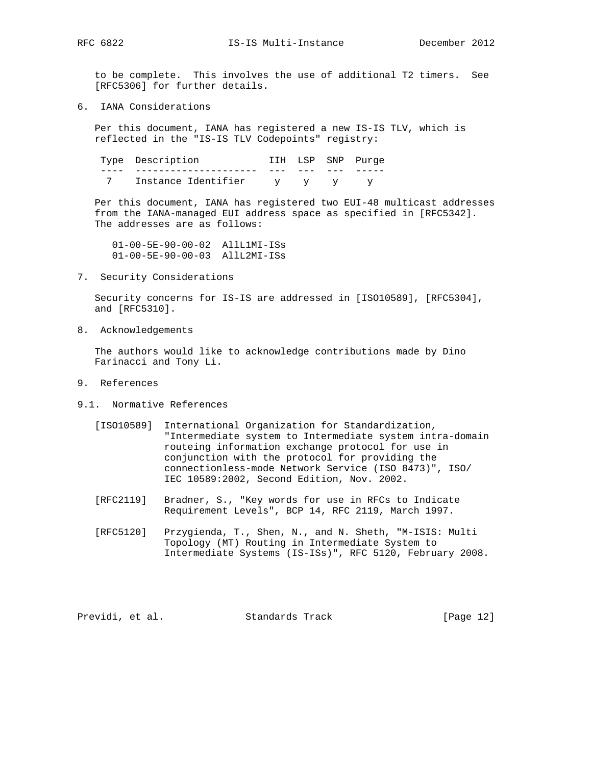to be complete. This involves the use of additional T2 timers. See [RFC5306] for further details.

## 6. IANA Considerations

Per this document, IANA has registered a new IS-IS TLV, which is reflected in the "IS-IS TLV Codepoints" registry:

| Type | Description | IIH | LSP | SNP | Purge |
|---|---|---|---|---|---|
| 7 | Instance Identifier | y | y | y | y |

Per this document, IANA has registered two EUI-48 multicast addresses from the IANA-managed EUI address space as specified in [RFC5342]. The addresses are as follows:

```
01-00-5E-90-00-02  AllL1MI-ISs
01-00-5E-90-00-03  AllL2MI-ISs
```

## 7. Security Considerations

Security concerns for IS-IS are addressed in [ISO10589], [RFC5304], and [RFC5310].

## 8. Acknowledgements

The authors would like to acknowledge contributions made by Dino Farinacci and Tony Li.

## 9. References

### 9.1. Normative References

[ISO10589] International Organization for Standardization, "Intermediate system to Intermediate system intra-domain routeing information exchange protocol for use in conjunction with the protocol for providing the connectionless-mode Network Service (ISO 8473)", ISO/IEC 10589:2002, Second Edition, Nov. 2002.

[RFC2119] Bradner, S., "Key words for use in RFCs to Indicate Requirement Levels", BCP 14, RFC 2119, March 1997.

[RFC5120] Przygienda, T., Shen, N., and N. Sheth, "M-ISIS: Multi Topology (MT) Routing in Intermediate System to Intermediate Systems (IS-ISs)", RFC 5120, February 2008.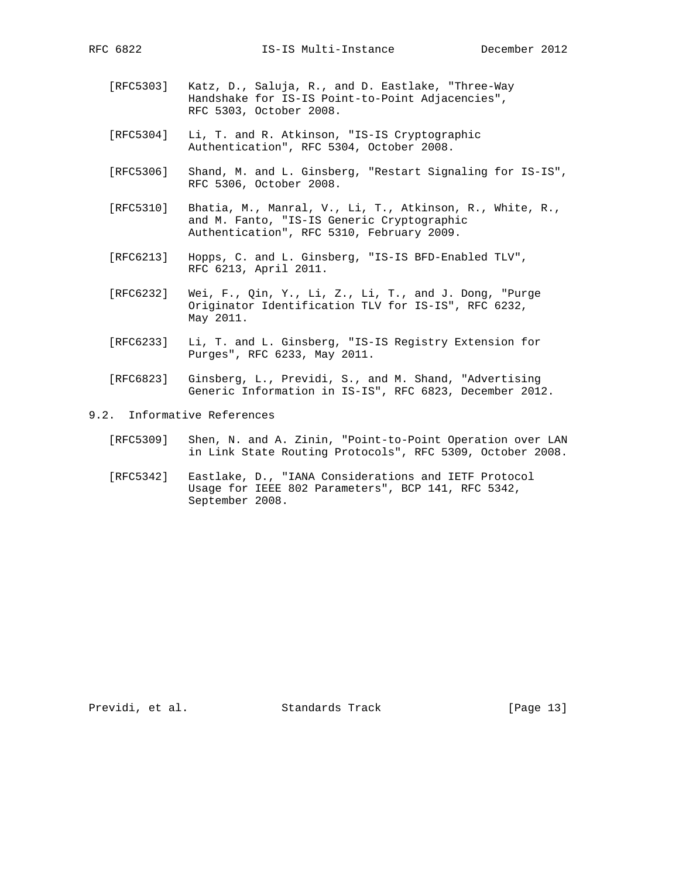[RFC5303] Katz, D., Saluja, R., and D. Eastlake, "Three-Way Handshake for IS-IS Point-to-Point Adjacencies", RFC 5303, October 2008.

[RFC5304] Li, T. and R. Atkinson, "IS-IS Cryptographic Authentication", RFC 5304, October 2008.

[RFC5306] Shand, M. and L. Ginsberg, "Restart Signaling for IS-IS", RFC 5306, October 2008.

[RFC5310] Bhatia, M., Manral, V., Li, T., Atkinson, R., White, R., and M. Fanto, "IS-IS Generic Cryptographic Authentication", RFC 5310, February 2009.

[RFC6213] Hopps, C. and L. Ginsberg, "IS-IS BFD-Enabled TLV", RFC 6213, April 2011.

[RFC6232] Wei, F., Qin, Y., Li, Z., Li, T., and J. Dong, "Purge Originator Identification TLV for IS-IS", RFC 6232, May 2011.

[RFC6233] Li, T. and L. Ginsberg, "IS-IS Registry Extension for Purges", RFC 6233, May 2011.

[RFC6823] Ginsberg, L., Previdi, S., and M. Shand, "Advertising Generic Information in IS-IS", RFC 6823, December 2012.

## 9.2. Informative References

[RFC5309] Shen, N. and A. Zinin, "Point-to-Point Operation over LAN in Link State Routing Protocols", RFC 5309, October 2008.

[RFC5342] Eastlake, D., "IANA Considerations and IETF Protocol Usage for IEEE 802 Parameters", BCP 141, RFC 5342, September 2008.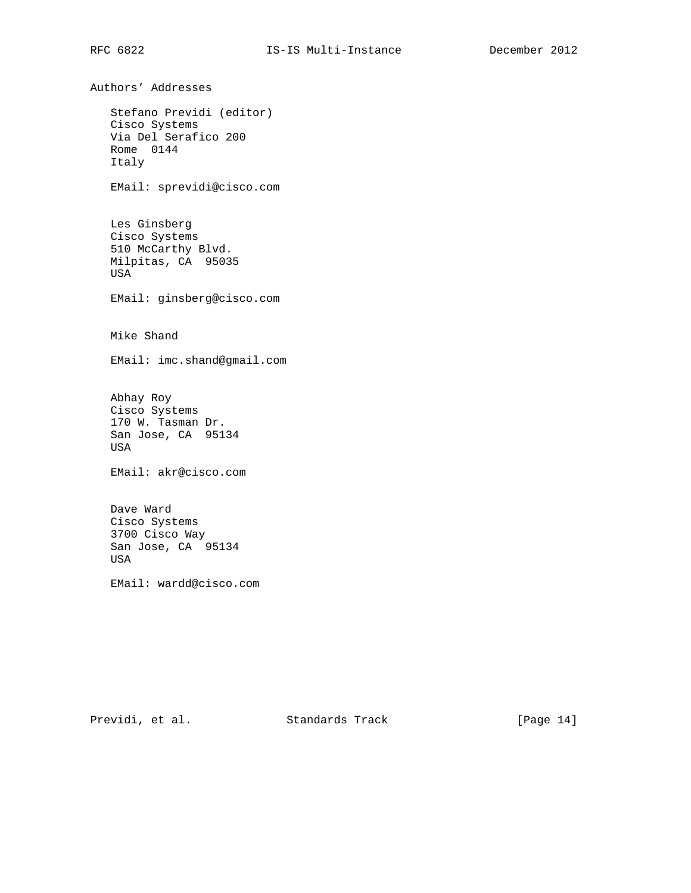## Authors' Addresses

Stefano Previdi (editor)
Cisco Systems
Via Del Serafico 200
Rome  0144
Italy

EMail: sprevidi@cisco.com

Les Ginsberg
Cisco Systems
510 McCarthy Blvd.
Milpitas, CA  95035
USA

EMail: ginsberg@cisco.com

Mike Shand

EMail: imc.shand@gmail.com

Abhay Roy
Cisco Systems
170 W. Tasman Dr.
San Jose, CA  95134
USA

EMail: akr@cisco.com

Dave Ward
Cisco Systems
3700 Cisco Way
San Jose, CA  95134
USA

EMail: wardd@cisco.com